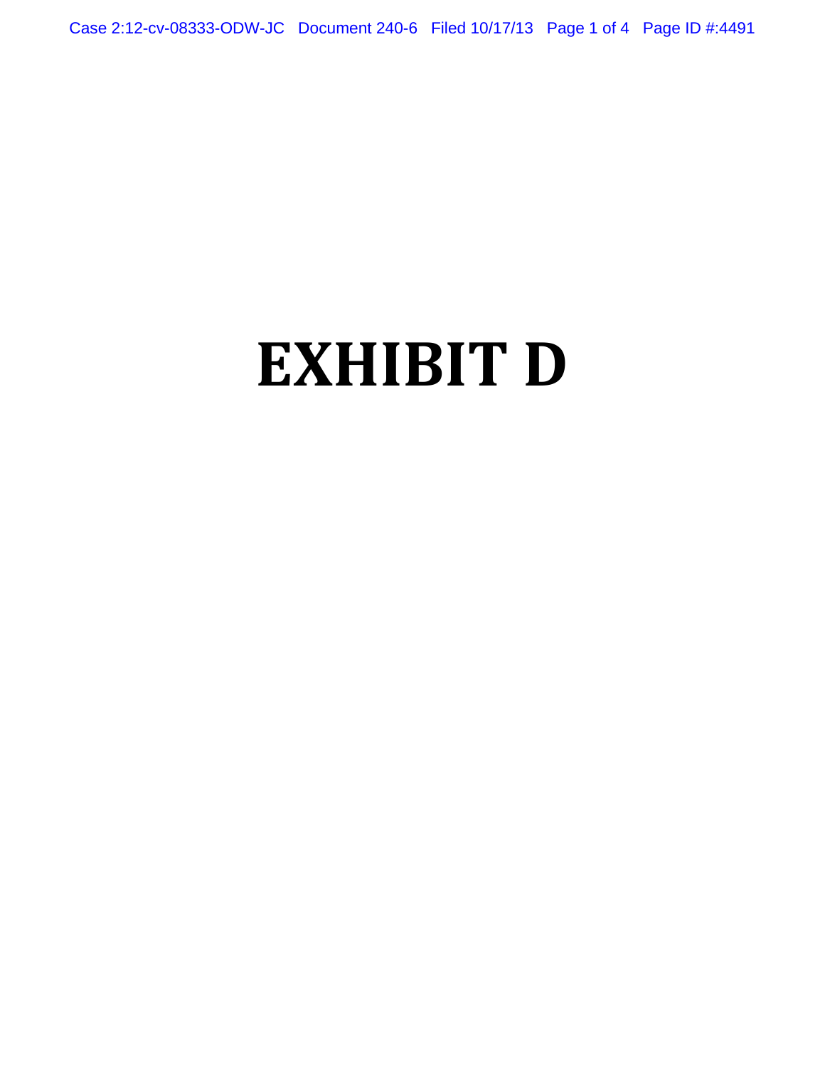# EXHIBIT D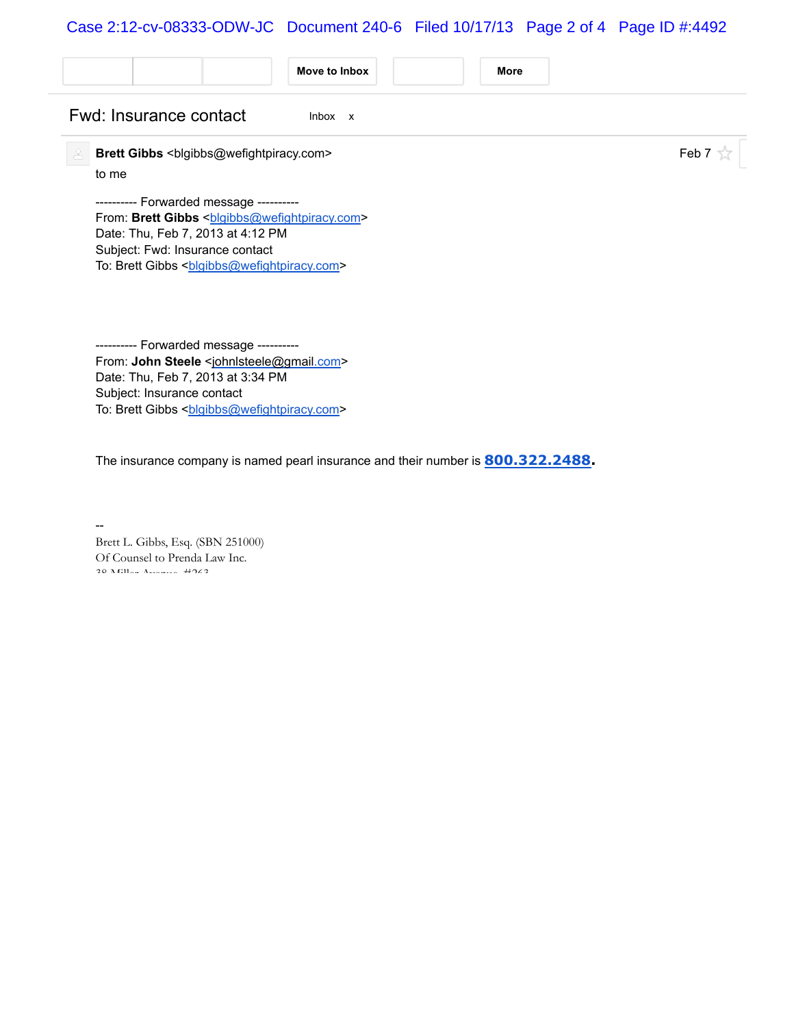Move to Inbox | More

# Fwd: Insurance contact

Inbox x

**Brett Gibbs** <blgibbs@wefightpiracy.com> — Feb 7

to me

---------- Forwarded message ----------
From: **Brett Gibbs** <blgibbs@wefightpiracy.com>
Date: Thu, Feb 7, 2013 at 4:12 PM
Subject: Fwd: Insurance contact
To: Brett Gibbs <blgibbs@wefightpiracy.com>

---------- Forwarded message ----------
From: **John Steele** <johnlsteele@gmail.com>
Date: Thu, Feb 7, 2013 at 3:34 PM
Subject: Insurance contact
To: Brett Gibbs <blgibbs@wefightpiracy.com>

The insurance company is named pearl insurance and their number is **800.322.2488.**

--
Brett L. Gibbs, Esq. (SBN 251000)
Of Counsel to Prenda Law Inc.
38 Miller Avenue, #263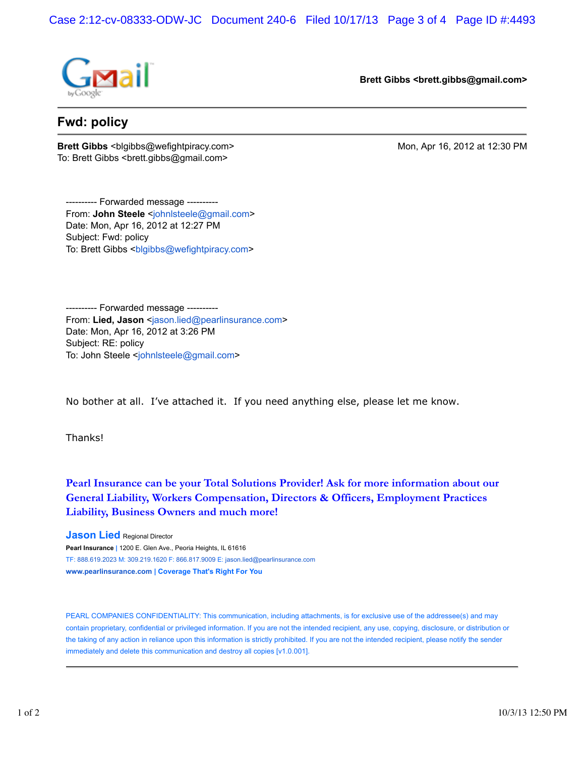Gmail by Google

**Brett Gibbs <brett.gibbs@gmail.com>**

---

## Fwd: policy

---

**Brett Gibbs** <blgibbs@wefightpiracy.com>  
To: Brett Gibbs <brett.gibbs@gmail.com>

Mon, Apr 16, 2012 at 12:30 PM

---------- Forwarded message ----------  
From: **John Steele** <johnlsteele@gmail.com>  
Date: Mon, Apr 16, 2012 at 12:27 PM  
Subject: Fwd: policy  
To: Brett Gibbs <blgibbs@wefightpiracy.com>

---------- Forwarded message ----------  
From: **Lied, Jason** <jason.lied@pearlinsurance.com>  
Date: Mon, Apr 16, 2012 at 3:26 PM  
Subject: RE: policy  
To: John Steele <johnlsteele@gmail.com>

No bother at all. I've attached it. If you need anything else, please let me know.

Thanks!

**Pearl Insurance can be your Total Solutions Provider! Ask for more information about our General Liability, Workers Compensation, Directors & Officers, Employment Practices Liability, Business Owners and much more!**

**Jason Lied** Regional Director  
**Pearl Insurance** | 1200 E. Glen Ave., Peoria Heights, IL 61616  
TF: 888.619.2023 M: 309.219.1620 F: 866.817.9009 E: jason.lied@pearlinsurance.com  
**www.pearlinsurance.com | Coverage That's Right For You**

PEARL COMPANIES CONFIDENTIALITY: This communication, including attachments, is for exclusive use of the addressee(s) and may contain proprietary, confidential or privileged information. If you are not the intended recipient, any use, copying, disclosure, or distribution or the taking of any action in reliance upon this information is strictly prohibited. If you are not the intended recipient, please notify the sender immediately and delete this communication and destroy all copies [v1.0.001].

---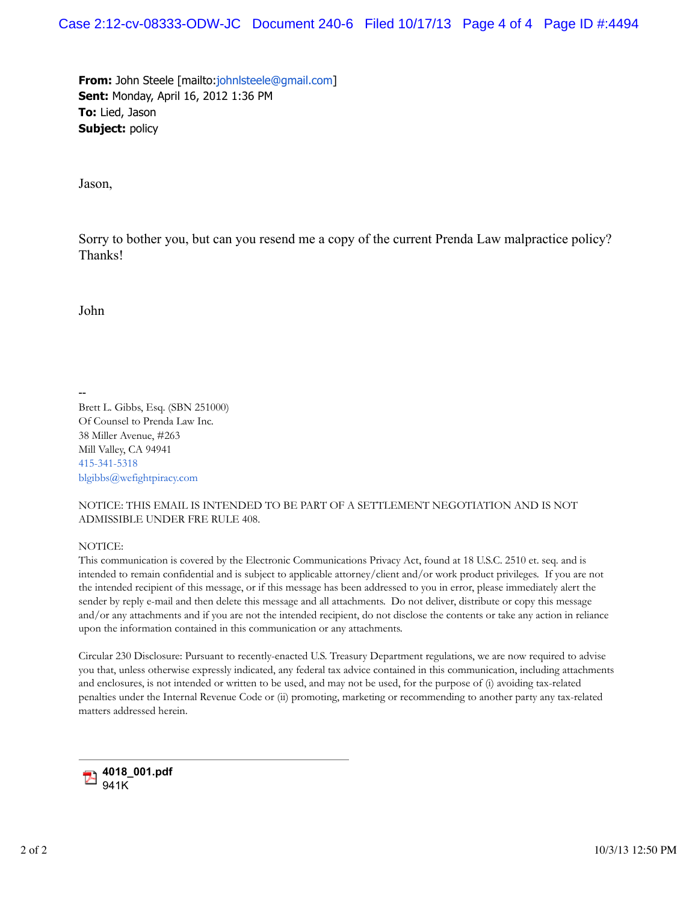**From:** John Steele [mailto:johnlsteele@gmail.com]
**Sent:** Monday, April 16, 2012 1:36 PM
**To:** Lied, Jason
**Subject:** policy

Jason,

Sorry to bother you, but can you resend me a copy of the current Prenda Law malpractice policy? Thanks!

John

--
Brett L. Gibbs, Esq. (SBN 251000)
Of Counsel to Prenda Law Inc.
38 Miller Avenue, #263
Mill Valley, CA 94941
415-341-5318
blgibbs@wefightpiracy.com

NOTICE: THIS EMAIL IS INTENDED TO BE PART OF A SETTLEMENT NEGOTIATION AND IS NOT ADMISSIBLE UNDER FRE RULE 408.

NOTICE:
This communication is covered by the Electronic Communications Privacy Act, found at 18 U.S.C. 2510 et. seq. and is intended to remain confidential and is subject to applicable attorney/client and/or work product privileges. If you are not the intended recipient of this message, or if this message has been addressed to you in error, please immediately alert the sender by reply e-mail and then delete this message and all attachments. Do not deliver, distribute or copy this message and/or any attachments and if you are not the intended recipient, do not disclose the contents or take any action in reliance upon the information contained in this communication or any attachments.

Circular 230 Disclosure: Pursuant to recently-enacted U.S. Treasury Department regulations, we are now required to advise you that, unless otherwise expressly indicated, any federal tax advice contained in this communication, including attachments and enclosures, is not intended or written to be used, and may not be used, for the purpose of (i) avoiding tax-related penalties under the Internal Revenue Code or (ii) promoting, marketing or recommending to another party any tax-related matters addressed herein.

---

**4018_001.pdf**
941K

10/3/13 12:50 PM